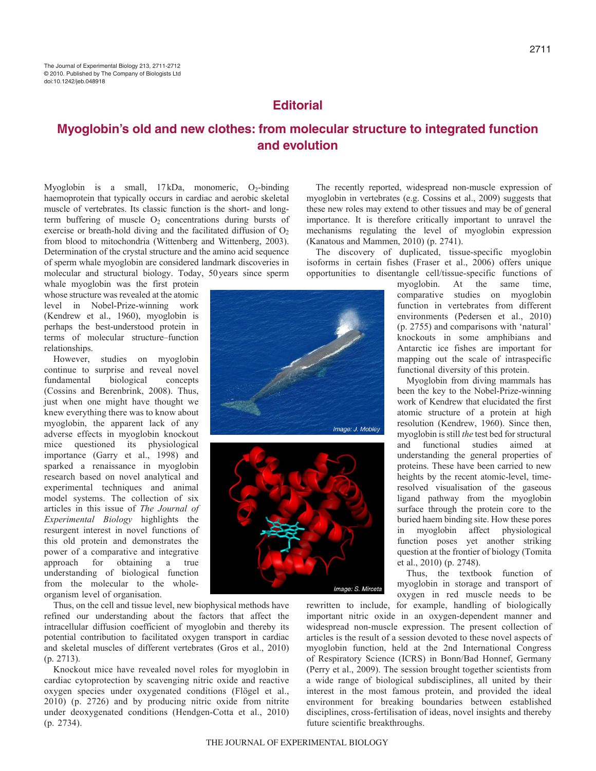# Editorial

## Myoglobin's old and new clothes: from molecular structure to integrated function and evolution

Myoglobin is a small, 17 kDa, monomeric, $O_2$-binding haemoprotein that typically occurs in cardiac and aerobic skeletal muscle of vertebrates. Its classic function is the short- and long-term buffering of muscle $O_2$ concentrations during bursts of exercise or breath-hold diving and the facilitated diffusion of $O_2$ from blood to mitochondria (Wittenberg and Wittenberg, 2003). Determination of the crystal structure and the amino acid sequence of sperm whale myoglobin are considered landmark discoveries in molecular and structural biology. Today, 50 years since sperm whale myoglobin was the first protein whose structure was revealed at the atomic level in Nobel-Prize-winning work (Kendrew et al., 1960), myoglobin is perhaps the best-understood protein in terms of molecular structure–function relationships.

However, studies on myoglobin continue to surprise and reveal novel fundamental biological concepts (Cossins and Berenbrink, 2008). Thus, just when one might have thought we knew everything there was to know about myoglobin, the apparent lack of any adverse effects in myoglobin knockout mice questioned its physiological importance (Garry et al., 1998) and sparked a renaissance in myoglobin research based on novel analytical and experimental techniques and animal model systems. The collection of six articles in this issue of *The Journal of Experimental Biology* highlights the resurgent interest in novel functions of this old protein and demonstrates the power of a comparative and integrative approach for obtaining a true understanding of biological function from the molecular to the whole-organism level of organisation.

Image: J. Mobley

Image: S. Mirceta

Thus, on the cell and tissue level, new biophysical methods have refined our understanding about the factors that affect the intracellular diffusion coefficient of myoglobin and thereby its potential contribution to facilitated oxygen transport in cardiac and skeletal muscles of different vertebrates (Gros et al., 2010) (p. 2713).

Knockout mice have revealed novel roles for myoglobin in cardiac cytoprotection by scavenging nitric oxide and reactive oxygen species under oxygenated conditions (Flögel et al., 2010) (p. 2726) and by producing nitric oxide from nitrite under deoxygenated conditions (Hendgen-Cotta et al., 2010) (p. 2734).

The recently reported, widespread non-muscle expression of myoglobin in vertebrates (e.g. Cossins et al., 2009) suggests that these new roles may extend to other tissues and may be of general importance. It is therefore critically important to unravel the mechanisms regulating the level of myoglobin expression (Kanatous and Mammen, 2010) (p. 2741).

The discovery of duplicated, tissue-specific myoglobin isoforms in certain fishes (Fraser et al., 2006) offers unique opportunities to disentangle cell/tissue-specific functions of myoglobin. At the same time, comparative studies on myoglobin function in vertebrates from different environments (Pedersen et al., 2010) (p. 2755) and comparisons with 'natural' knockouts in some amphibians and Antarctic ice fishes are important for mapping out the scale of intraspecific functional diversity of this protein.

Myoglobin from diving mammals has been the key to the Nobel-Prize-winning work of Kendrew that elucidated the first atomic structure of a protein at high resolution (Kendrew, 1960). Since then, myoglobin is still *the* test bed for structural and functional studies aimed at understanding the general properties of proteins. These have been carried to new heights by the recent atomic-level, time-resolved visualisation of the gaseous ligand pathway from the myoglobin surface through the protein core to the buried haem binding site. How these pores in myoglobin affect physiological function poses yet another striking question at the frontier of biology (Tomita et al., 2010) (p. 2748).

Thus, the textbook function of myoglobin in storage and transport of oxygen in red muscle needs to be rewritten to include, for example, handling of biologically important nitric oxide in an oxygen-dependent manner and widespread non-muscle expression. The present collection of articles is the result of a session devoted to these novel aspects of myoglobin function, held at the 2nd International Congress of Respiratory Science (ICRS) in Bonn/Bad Honnef, Germany (Perry et al., 2009). The session brought together scientists from a wide range of biological subdisciplines, all united by their interest in the most famous protein, and provided the ideal environment for breaking boundaries between established disciplines, cross-fertilisation of ideas, novel insights and thereby future scientific breakthroughs.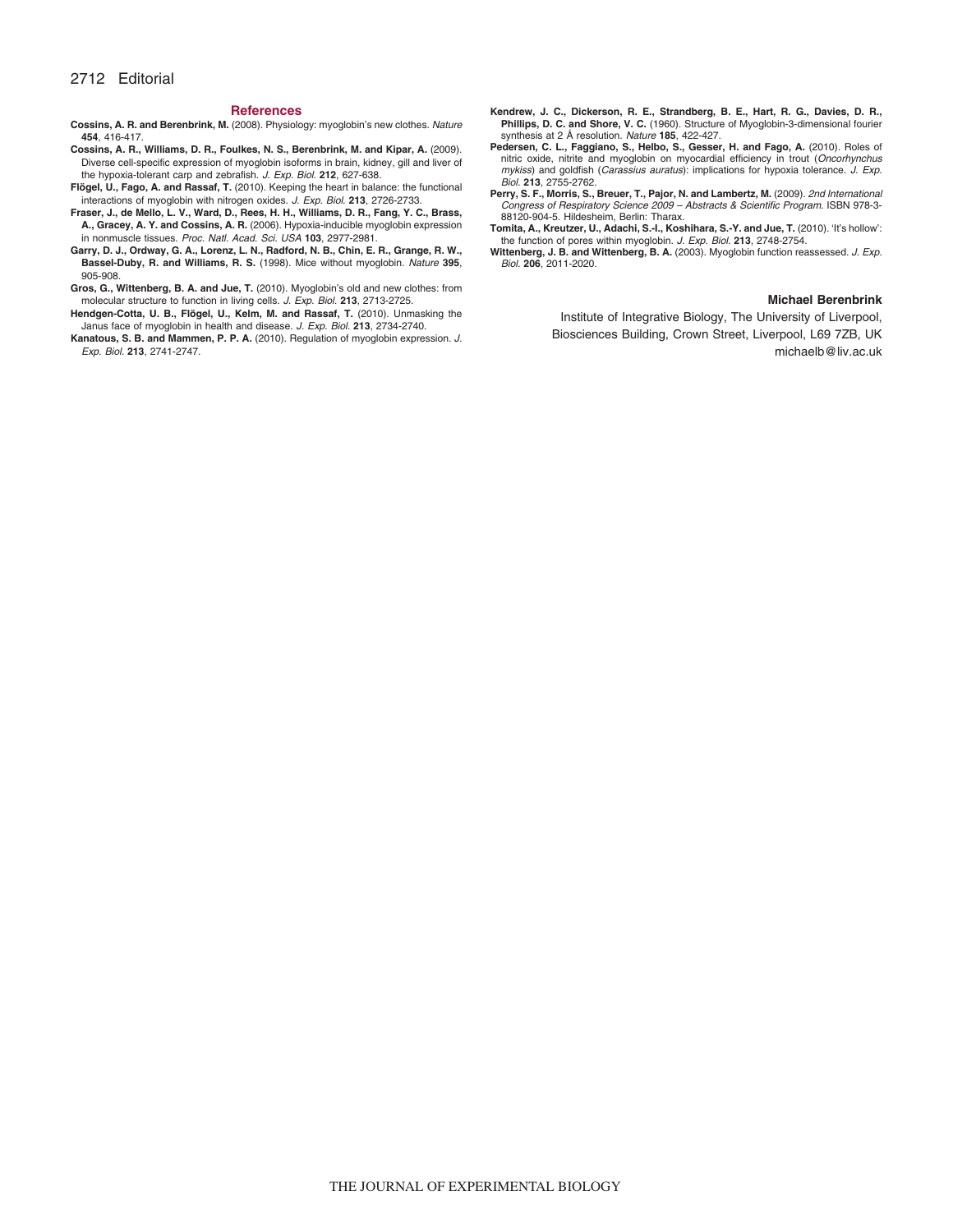## References

**Cossins, A. R. and Berenbrink, M.** (2008). Physiology: myoglobin's new clothes. *Nature* **454**, 416-417.

**Cossins, A. R., Williams, D. R., Foulkes, N. S., Berenbrink, M. and Kipar, A.** (2009). Diverse cell-specific expression of myoglobin isoforms in brain, kidney, gill and liver of the hypoxia-tolerant carp and zebrafish. *J. Exp. Biol.* **212**, 627-638.

**Flögel, U., Fago, A. and Rassaf, T.** (2010). Keeping the heart in balance: the functional interactions of myoglobin with nitrogen oxides. *J. Exp. Biol.* **213**, 2726-2733.

**Fraser, J., de Mello, L. V., Ward, D., Rees, H. H., Williams, D. R., Fang, Y. C., Brass, A., Gracey, A. Y. and Cossins, A. R.** (2006). Hypoxia-inducible myoglobin expression in nonmuscle tissues. *Proc. Natl. Acad. Sci. USA* **103**, 2977-2981.

**Garry, D. J., Ordway, G. A., Lorenz, L. N., Radford, N. B., Chin, E. R., Grange, R. W., Bassel-Duby, R. and Williams, R. S.** (1998). Mice without myoglobin. *Nature* **395**, 905-908.

**Gros, G., Wittenberg, B. A. and Jue, T.** (2010). Myoglobin's old and new clothes: from molecular structure to function in living cells. *J. Exp. Biol.* **213**, 2713-2725.

**Hendgen-Cotta, U. B., Flögel, U., Kelm, M. and Rassaf, T.** (2010). Unmasking the Janus face of myoglobin in health and disease. *J. Exp. Biol.* **213**, 2734-2740.

**Kanatous, S. B. and Mammen, P. P. A.** (2010). Regulation of myoglobin expression. *J. Exp. Biol.* **213**, 2741-2747.

**Kendrew, J. C., Dickerson, R. E., Strandberg, B. E., Hart, R. G., Davies, D. R., Phillips, D. C. and Shore, V. C.** (1960). Structure of Myoglobin-3-dimensional fourier synthesis at 2 Å resolution. *Nature* **185**, 422-427.

**Pedersen, C. L., Faggiano, S., Helbo, S., Gesser, H. and Fago, A.** (2010). Roles of nitric oxide, nitrite and myoglobin on myocardial efficiency in trout (*Oncorhynchus mykiss*) and goldfish (*Carassius auratus*): implications for hypoxia tolerance. *J. Exp. Biol.* **213**, 2755-2762.

**Perry, S. F., Morris, S., Breuer, T., Pajor, N. and Lambertz, M.** (2009). *2nd International Congress of Respiratory Science 2009 – Abstracts & Scientific Program*. ISBN 978-3-88120-904-5. Hildesheim, Berlin: Tharax.

**Tomita, A., Kreutzer, U., Adachi, S.-I., Koshihara, S.-Y. and Jue, T.** (2010). 'It's hollow': the function of pores within myoglobin. *J. Exp. Biol.* **213**, 2748-2754.

**Wittenberg, J. B. and Wittenberg, B. A.** (2003). Myoglobin function reassessed. *J. Exp. Biol.* **206**, 2011-2020.

**Michael Berenbrink**

Institute of Integrative Biology, The University of Liverpool,
Biosciences Building, Crown Street, Liverpool, L69 7ZB, UK
michaelb@liv.ac.uk